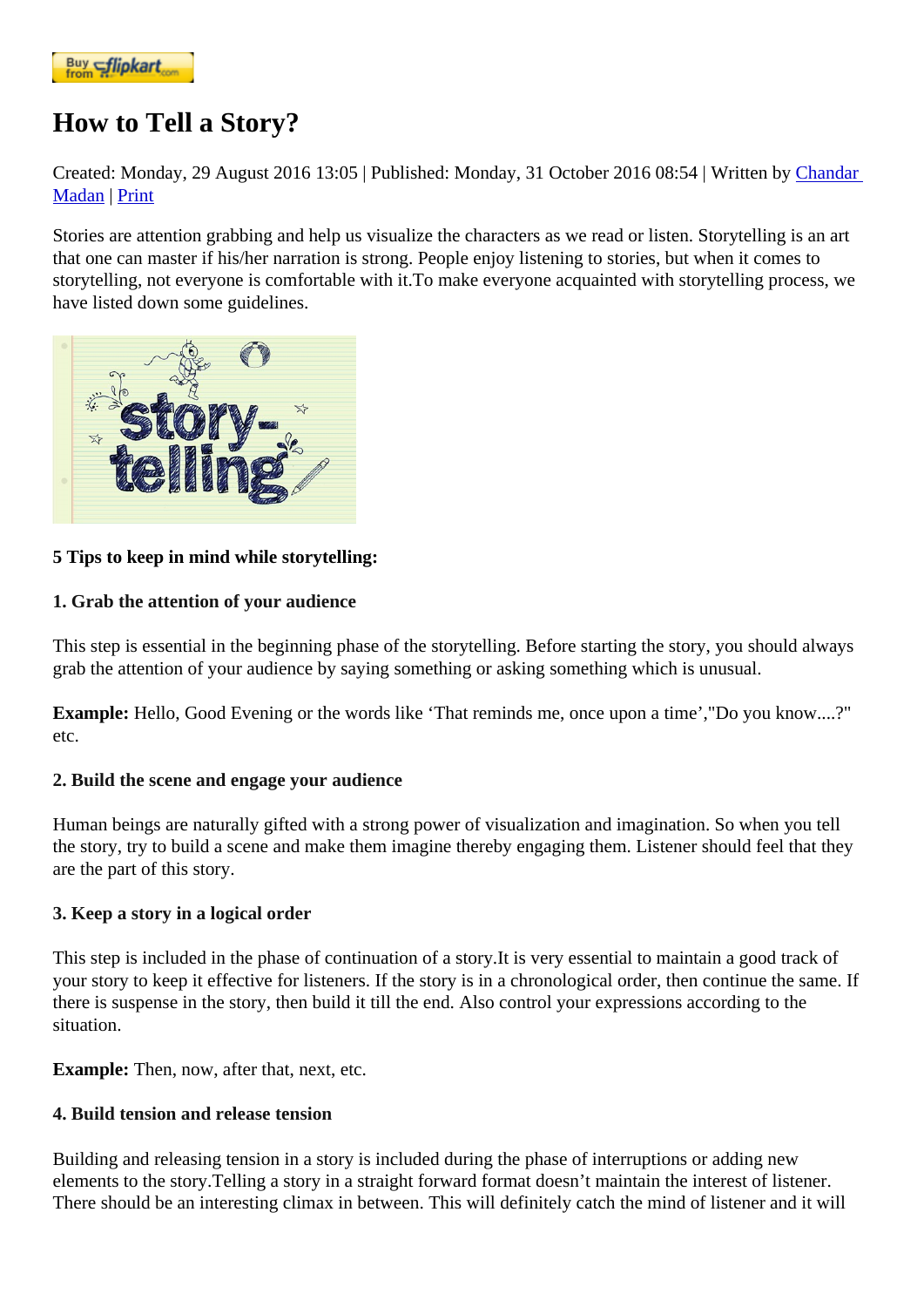# How to Tell a Story?

Created: Monday, 29 August 2016 13:05 | Published: Monday, 31 October 2016 08:54 | Written by Chandar Madan | Print

Stories are attention grabbing and help us visualize the characters as we read or listen. Storytelling is an art that one can master if his/her narration is strong. People enjoy listening to stories, but when it comes to storytelling, not everyone is comfortable with it.To make everyone acquainted with storytelling process, we have listed down some guidelines.

**5 Tips to keep in mind while storytelling:**

**1. Grab the attention of your audience**

This step is essential in the beginning phase of the storytelling. Before starting the story, you should always grab the attention of your audience by saying something or asking something which is unusual.

**Example:** Hello, Good Evening or the words like 'That reminds me, once upon a time',"Do you know....?" etc.

**2. Build the scene and engage your audience**

Human beings are naturally gifted with a strong power of visualization and imagination. So when you tell the story, try to build a scene and make them imagine thereby engaging them. Listener should feel that they are the part of this story.

**3. Keep a story in a logical order**

This step is included in the phase of continuation of a story.It is very essential to maintain a good track of your story to keep it effective for listeners. If the story is in a chronological order, then continue the same. If there is suspense in the story, then build it till the end. Also control your expressions according to the situation.

**Example:** Then, now, after that, next, etc.

**4. Build tension and release tension**

Building and releasing tension in a story is included during the phase of interruptions or adding new elements to the story.Telling a story in a straight forward format doesn't maintain the interest of listener. There should be an interesting climax in between. This will definitely catch the mind of listener and it will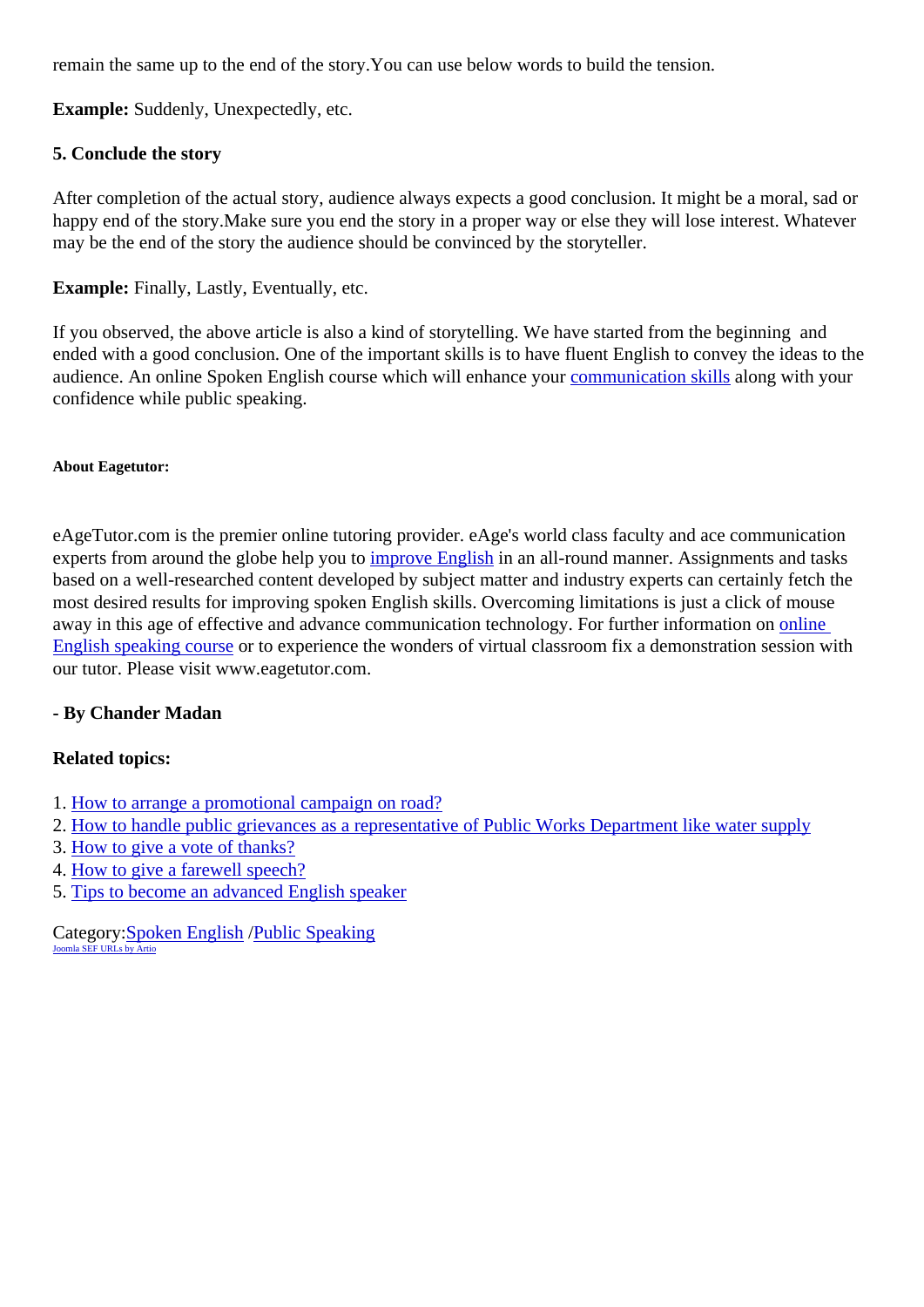remain the same up to the end of the story.You can use below words to build the tension.

**Example:** Suddenly, Unexpectedly, etc.

**5. Conclude the story**

After completion of the actual story, audience always expects a good conclusion. It might be a moral, sad or happy end of the story.Make sure you end the story in a proper way or else they will lose interest. Whatever may be the end of the story the audience should be convinced by the storyteller.

**Example:** Finally, Lastly, Eventually, etc.

If you observed, the above article is also a kind of storytelling. We have started from the beginning and ended with a good conclusion. One of the important skills is to have fluent English to convey the ideas to the audience. An online Spoken English course which will enhance your communication skills along with your confidence while public speaking.

**About Eagetutor:**

eAgeTutor.com is the premier online tutoring provider. eAge's world class faculty and ace communication experts from around the globe help you to improve English in an all-round manner. Assignments and tasks based on a well-researched content developed by subject matter and industry experts can certainly fetch the most desired results for improving spoken English skills. Overcoming limitations is just a click of mouse away in this age of effective and advance communication technology. For further information on online English speaking course or to experience the wonders of virtual classroom fix a demonstration session with our tutor. Please visit www.eagetutor.com.

**- By Chander Madan**

**Related topics:**

1. How to arrange a promotional campaign on road?
2. How to handle public grievances as a representative of Public Works Department like water supply
3. How to give a vote of thanks?
4. How to give a farewell speech?
5. Tips to become an advanced English speaker

Category:Spoken English /Public Speaking

Joomla SEF URLs by Artio